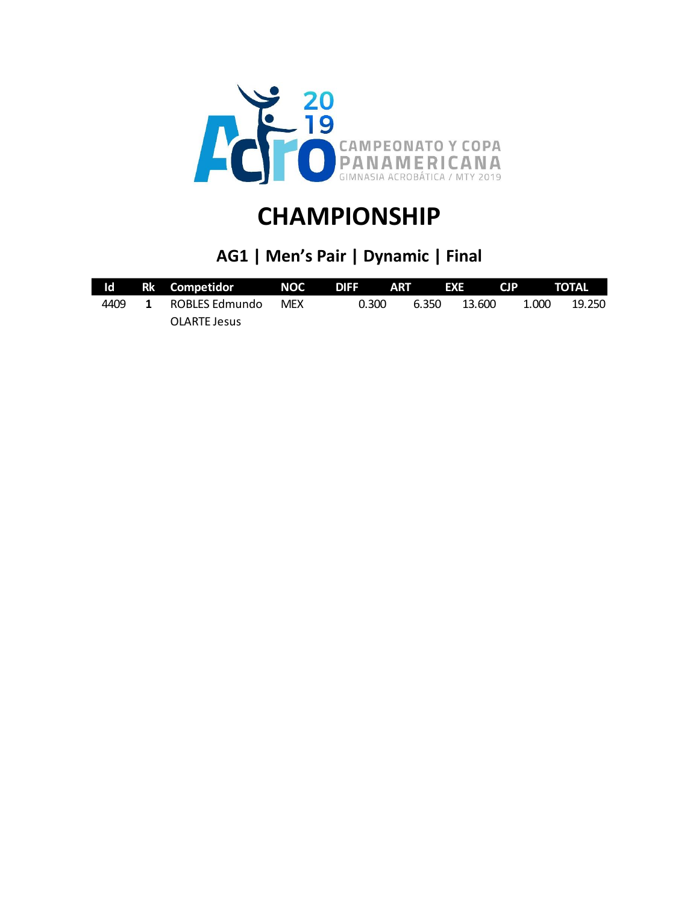# CHAMPIONSHIP

## AG1 | Men's Pair | Dynamic | Final

| Id | Rk | Competidor | NOC | DIFF | ART | EXE | CJP | TOTAL |
|---|---|---|---|---|---|---|---|---|
| 4409 | **1** | ROBLES Edmundo<br>OLARTE Jesus | MEX | 0.300 | 6.350 | 13.600 | 1.000 | 19.250 |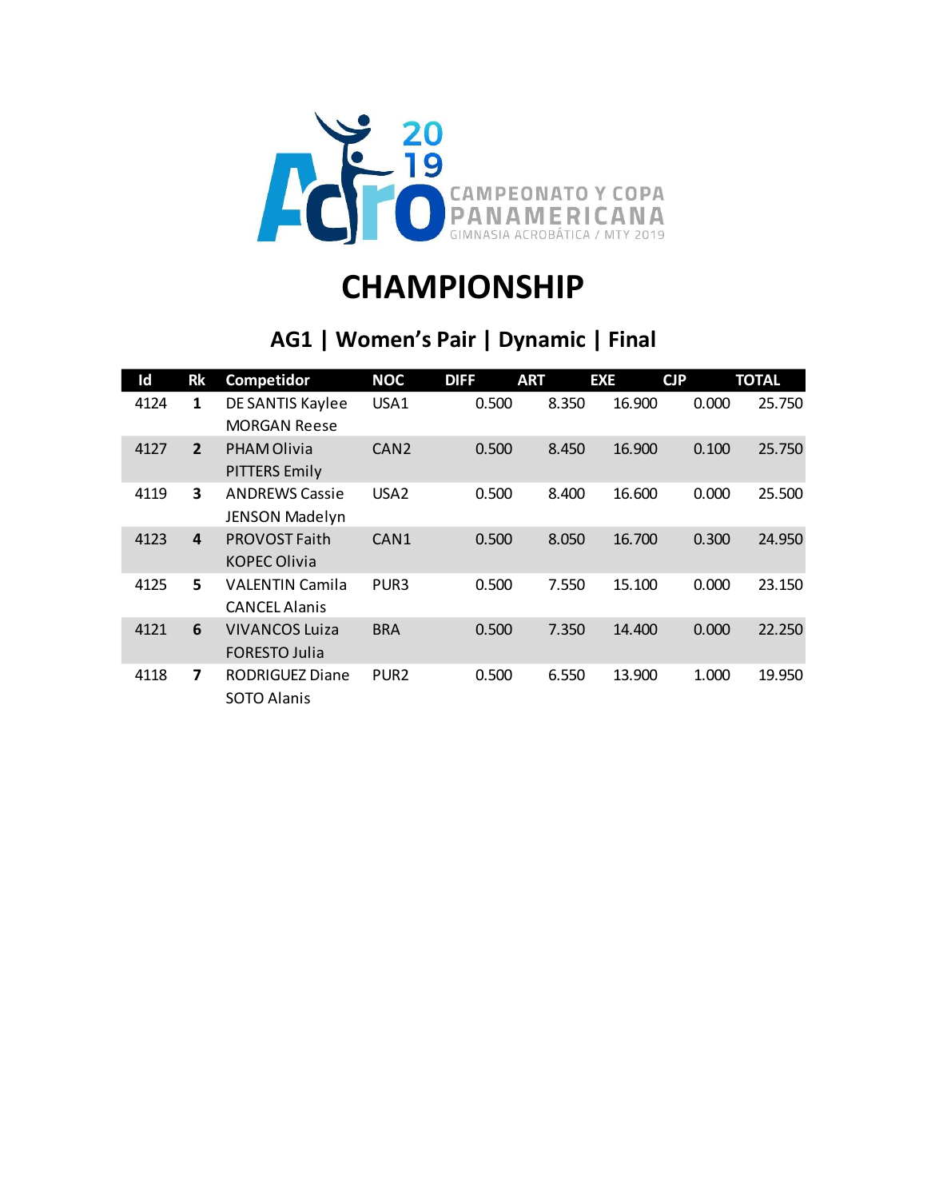Acro 2019 CAMPEONATO Y COPA PANAMERICANA GIMNASIA ACROBÁTICA / MTY 2019

# CHAMPIONSHIP

## AG1 | Women's Pair | Dynamic | Final

| Id | Rk | Competidor | NOC | DIFF | ART | EXE | CJP | TOTAL |
|---|---|---|---|---|---|---|---|---|
| 4124 | **1** | DE SANTIS Kaylee<br>MORGAN Reese | USA1 | 0.500 | 8.350 | 16.900 | 0.000 | 25.750 |
| 4127 | **2** | PHAM Olivia<br>PITTERS Emily | CAN2 | 0.500 | 8.450 | 16.900 | 0.100 | 25.750 |
| 4119 | **3** | ANDREWS Cassie<br>JENSON Madelyn | USA2 | 0.500 | 8.400 | 16.600 | 0.000 | 25.500 |
| 4123 | **4** | PROVOST Faith<br>KOPEC Olivia | CAN1 | 0.500 | 8.050 | 16.700 | 0.300 | 24.950 |
| 4125 | **5** | VALENTIN Camila<br>CANCEL Alanis | PUR3 | 0.500 | 7.550 | 15.100 | 0.000 | 23.150 |
| 4121 | **6** | VIVANCOS Luiza<br>FORESTO Julia | BRA | 0.500 | 7.350 | 14.400 | 0.000 | 22.250 |
| 4118 | **7** | RODRIGUEZ Diane<br>SOTO Alanis | PUR2 | 0.500 | 6.550 | 13.900 | 1.000 | 19.950 |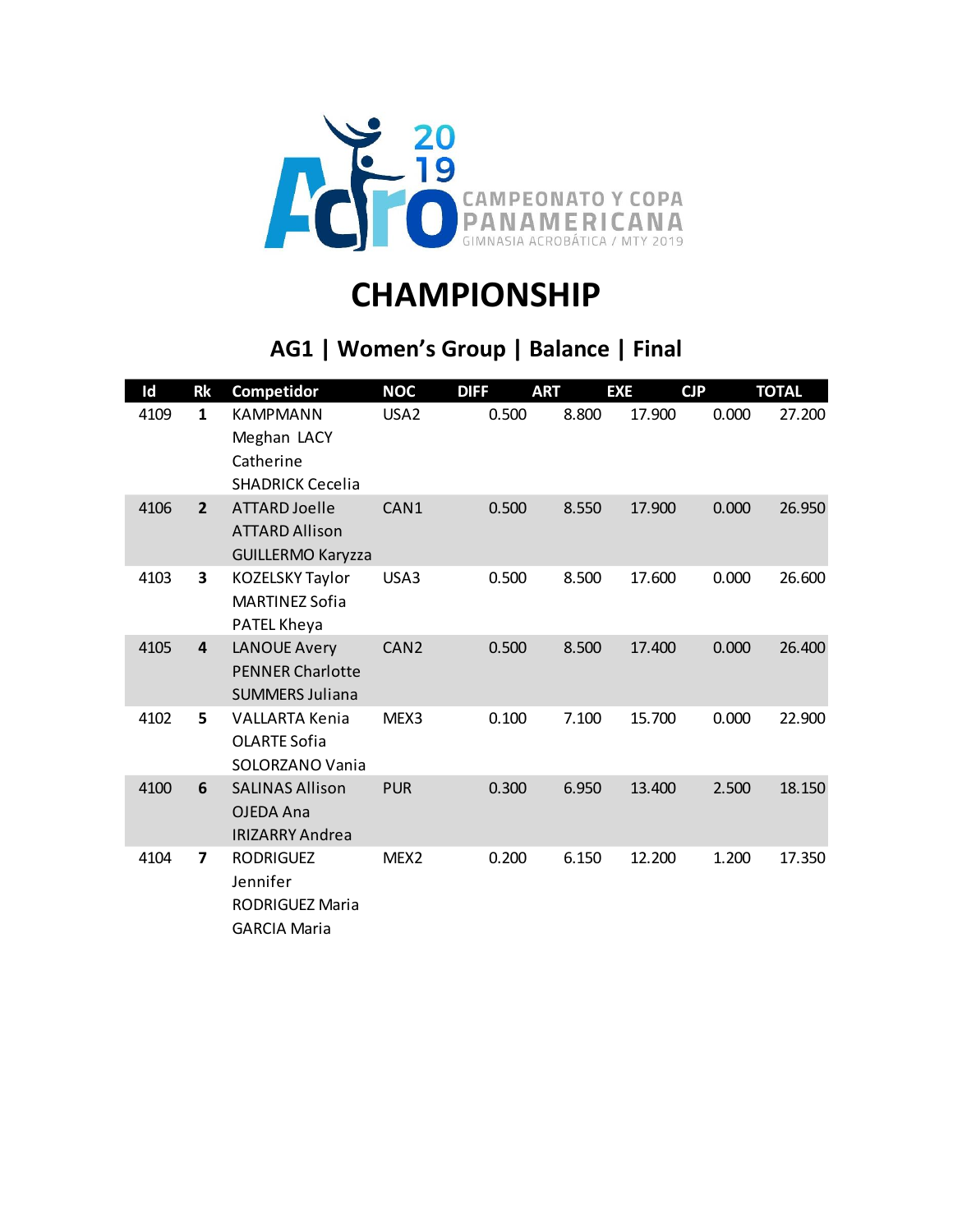Acro 2019 CAMPEONATO Y COPA PANAMERICANA GIMNASIA ACROBÁTICA / MTY 2019

# CHAMPIONSHIP

## AG1 | Women's Group | Balance | Final

| Id | Rk | Competidor | NOC | DIFF | ART | EXE | CJP | TOTAL |
|---|---|---|---|---|---|---|---|---|
| 4109 | **1** | KAMPMANN Meghan LACY Catherine SHADRICK Cecelia | USA2 | 0.500 | 8.800 | 17.900 | 0.000 | 27.200 |
| 4106 | **2** | ATTARD Joelle ATTARD Allison GUILLERMO Karyzza | CAN1 | 0.500 | 8.550 | 17.900 | 0.000 | 26.950 |
| 4103 | **3** | KOZELSKY Taylor MARTINEZ Sofia PATEL Kheya | USA3 | 0.500 | 8.500 | 17.600 | 0.000 | 26.600 |
| 4105 | **4** | LANOUE Avery PENNER Charlotte SUMMERS Juliana | CAN2 | 0.500 | 8.500 | 17.400 | 0.000 | 26.400 |
| 4102 | **5** | VALLARTA Kenia OLARTE Sofia SOLORZANO Vania | MEX3 | 0.100 | 7.100 | 15.700 | 0.000 | 22.900 |
| 4100 | **6** | SALINAS Allison OJEDA Ana IRIZARRY Andrea | PUR | 0.300 | 6.950 | 13.400 | 2.500 | 18.150 |
| 4104 | **7** | RODRIGUEZ Jennifer RODRIGUEZ Maria GARCIA Maria | MEX2 | 0.200 | 6.150 | 12.200 | 1.200 | 17.350 |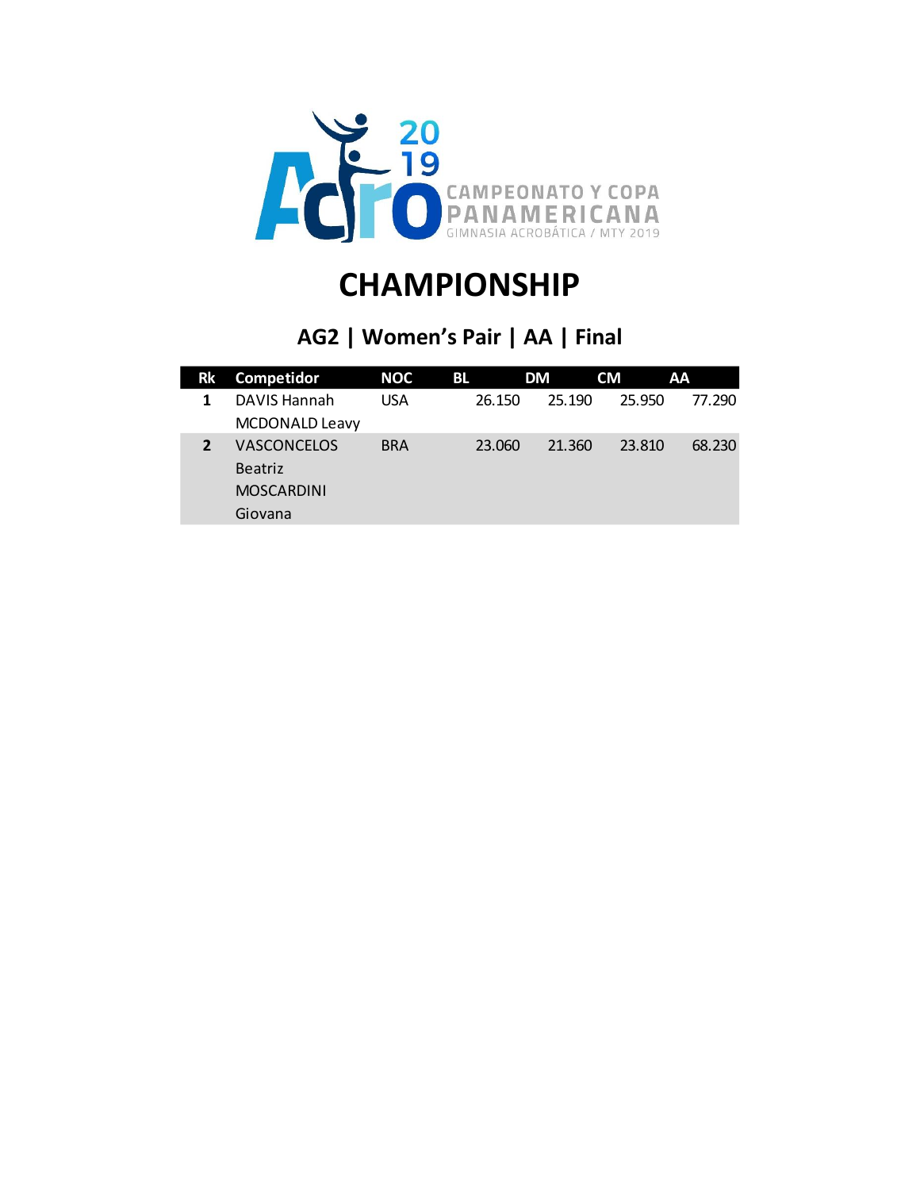Acro 2019 CAMPEONATO Y COPA PANAMERICANA GIMNASIA ACROBÁTICA / MTY 2019

# CHAMPIONSHIP

## AG2 | Women's Pair | AA | Final

| Rk | Competidor | NOC | BL | DM | CM | AA |
|---|---|---|---|---|---|---|
| 1 | DAVIS Hannah MCDONALD Leavy | USA | 26.150 | 25.190 | 25.950 | 77.290 |
| 2 | VASCONCELOS Beatriz MOSCARDINI Giovana | BRA | 23.060 | 21.360 | 23.810 | 68.230 |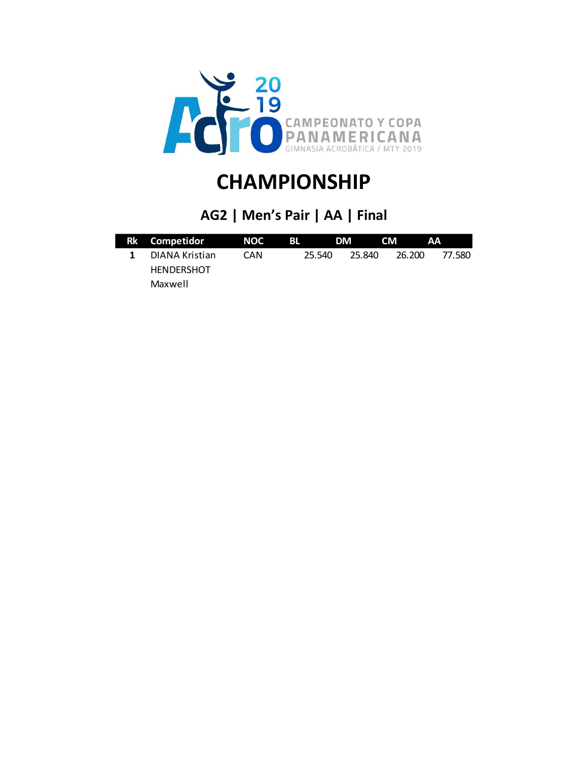CAMPEONATO Y COPA PANAMERICANA
GIMNASIA ACROBÁTICA / MTY 2019

# CHAMPIONSHIP

## AG2 | Men's Pair | AA | Final

| Rk | Competidor | NOC | BL | DM | CM | AA |
|---|---|---|---|---|---|---|
| 1 | DIANA Kristian HENDERSHOT Maxwell | CAN | 25.540 | 25.840 | 26.200 | 77.580 |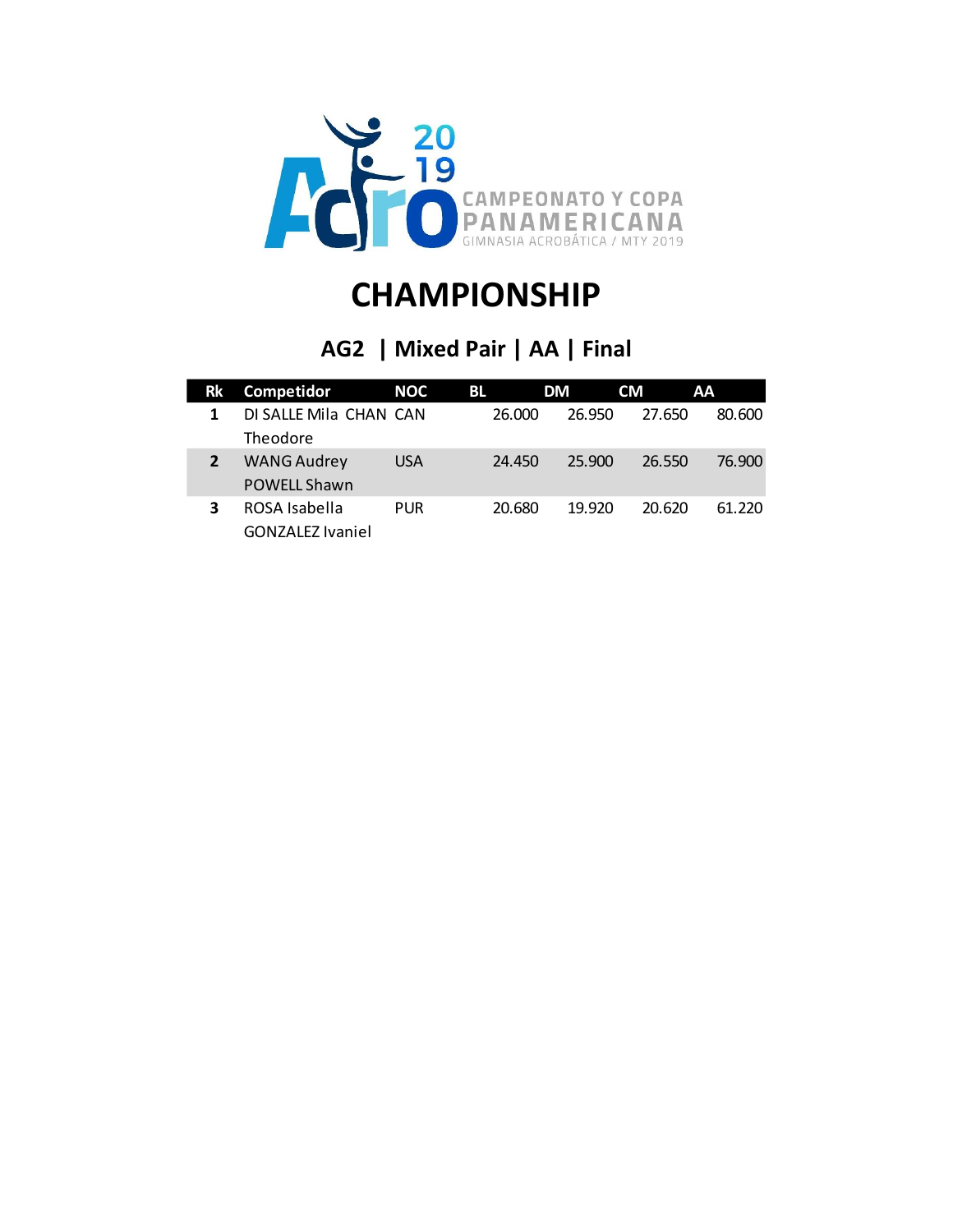CAMPEONATO Y COPA PANAMERICANA
GIMNASIA ACROBÁTICA / MTY 2019

# CHAMPIONSHIP

## AG2 | Mixed Pair | AA | Final

| Rk | Competidor | NOC | BL | DM | CM | AA |
|---|---|---|---|---|---|---|
| 1 | DI SALLE Mila CHAN Theodore | CAN | 26.000 | 26.950 | 27.650 | 80.600 |
| 2 | WANG Audrey POWELL Shawn | USA | 24.450 | 25.900 | 26.550 | 76.900 |
| 3 | ROSA Isabella GONZALEZ Ivaniel | PUR | 20.680 | 19.920 | 20.620 | 61.220 |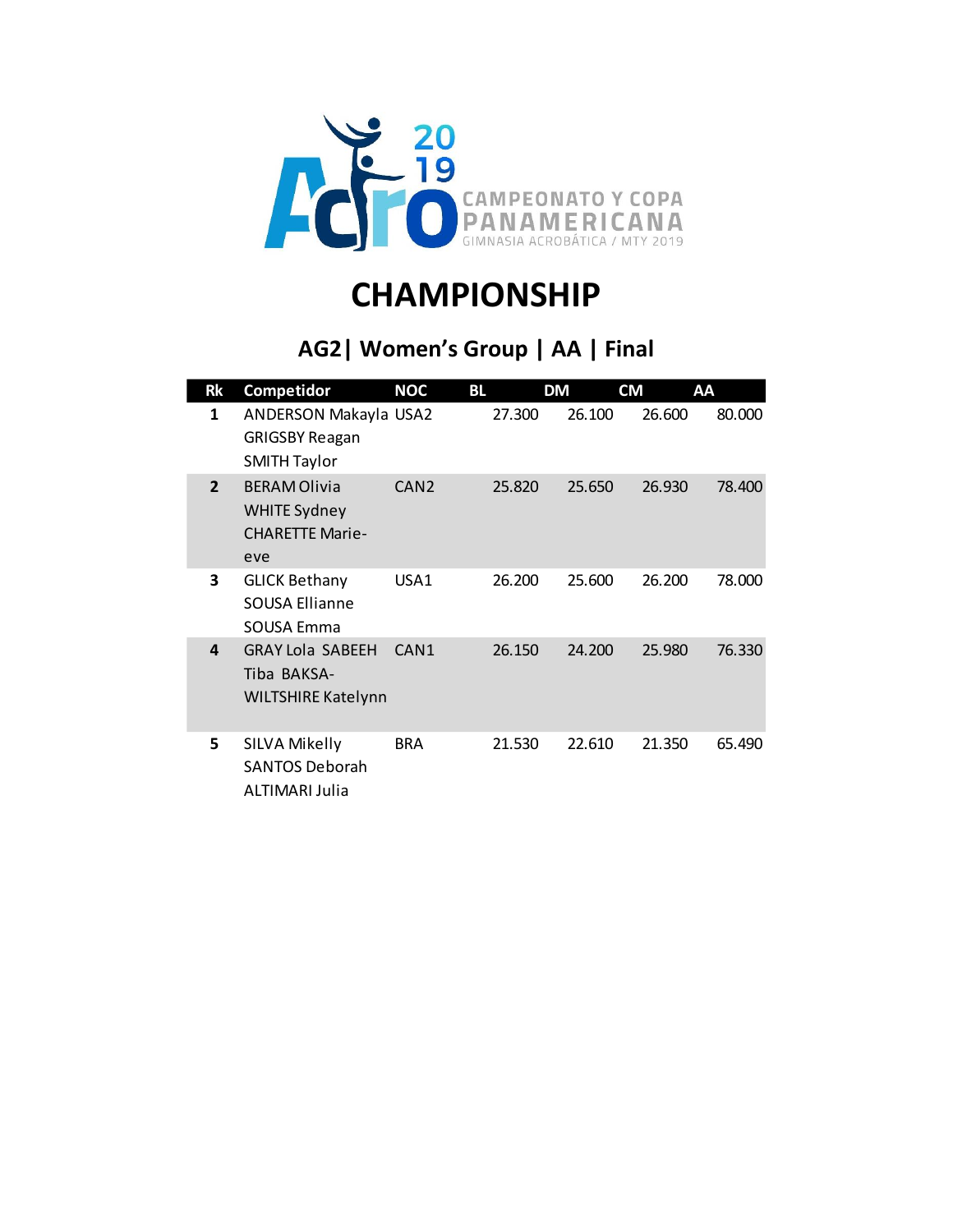CAMPEONATO Y COPA PANAMERICANA

GIMNASIA ACROBÁTICA / MTY 2019

# CHAMPIONSHIP

## AG2| Women's Group | AA | Final

| Rk | Competidor | NOC | BL | DM | CM | AA |
|---|---|---|---|---|---|---|
| 1 | ANDERSON Makayla GRIGSBY Reagan SMITH Taylor | USA2 | 27.300 | 26.100 | 26.600 | 80.000 |
| 2 | BERAM Olivia WHITE Sydney CHARETTE Marie-eve | CAN2 | 25.820 | 25.650 | 26.930 | 78.400 |
| 3 | GLICK Bethany SOUSA Ellianne SOUSA Emma | USA1 | 26.200 | 25.600 | 26.200 | 78.000 |
| 4 | GRAY Lola SABEEH Tiba BAKSA-WILTSHIRE Katelynn | CAN1 | 26.150 | 24.200 | 25.980 | 76.330 |
| 5 | SILVA Mikelly SANTOS Deborah ALTIMARI Julia | BRA | 21.530 | 22.610 | 21.350 | 65.490 |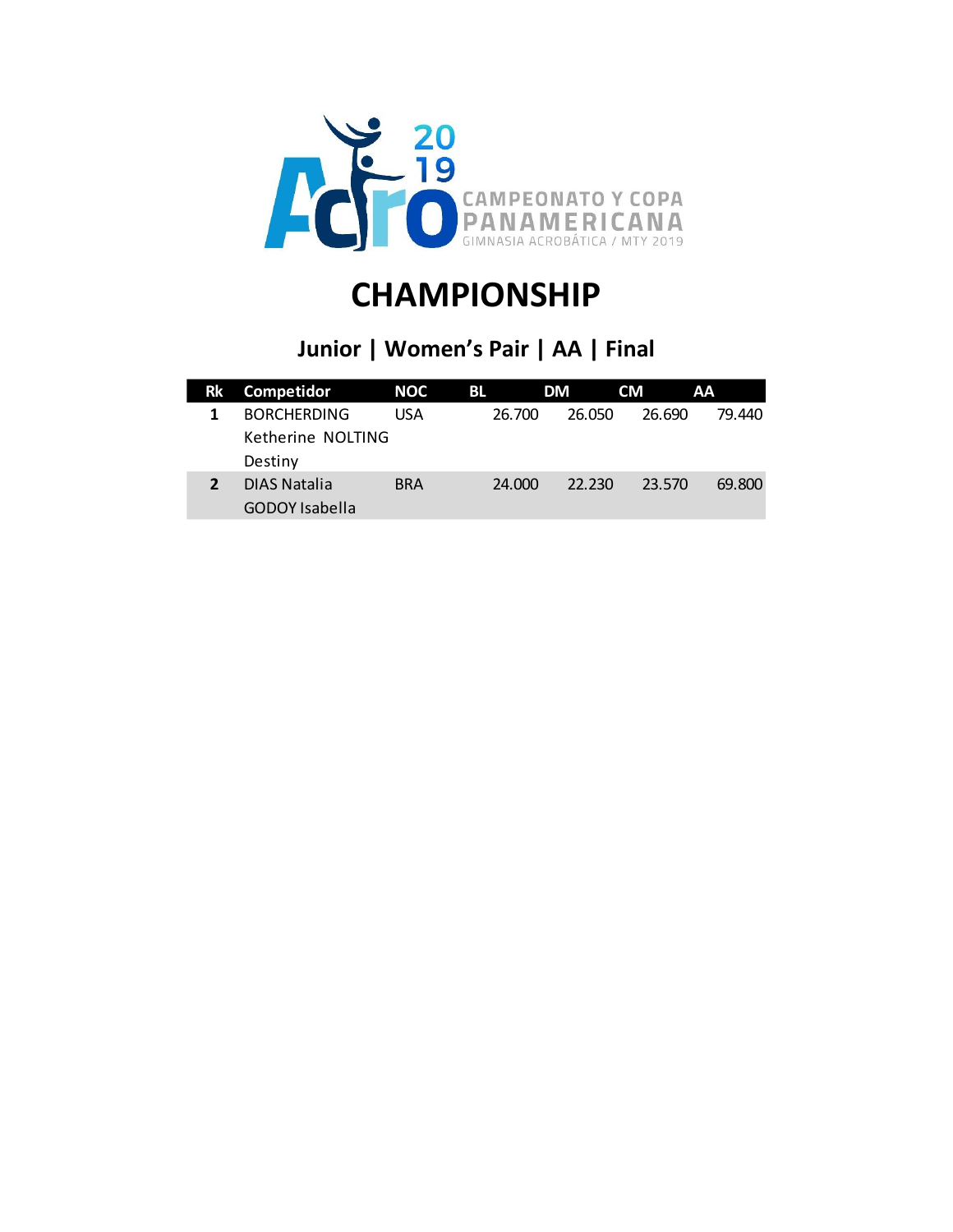Acro 2019 CAMPEONATO Y COPA PANAMERICANA GIMNASIA ACROBÁTICA / MTY 2019

# CHAMPIONSHIP

## Junior | Women's Pair | AA | Final

| Rk | Competidor | NOC | BL | DM | CM | AA |
|---|---|---|---|---|---|---|
| 1 | BORCHERDING Ketherine NOLTING Destiny | USA | 26.700 | 26.050 | 26.690 | 79.440 |
| 2 | DIAS Natalia GODOY Isabella | BRA | 24.000 | 22.230 | 23.570 | 69.800 |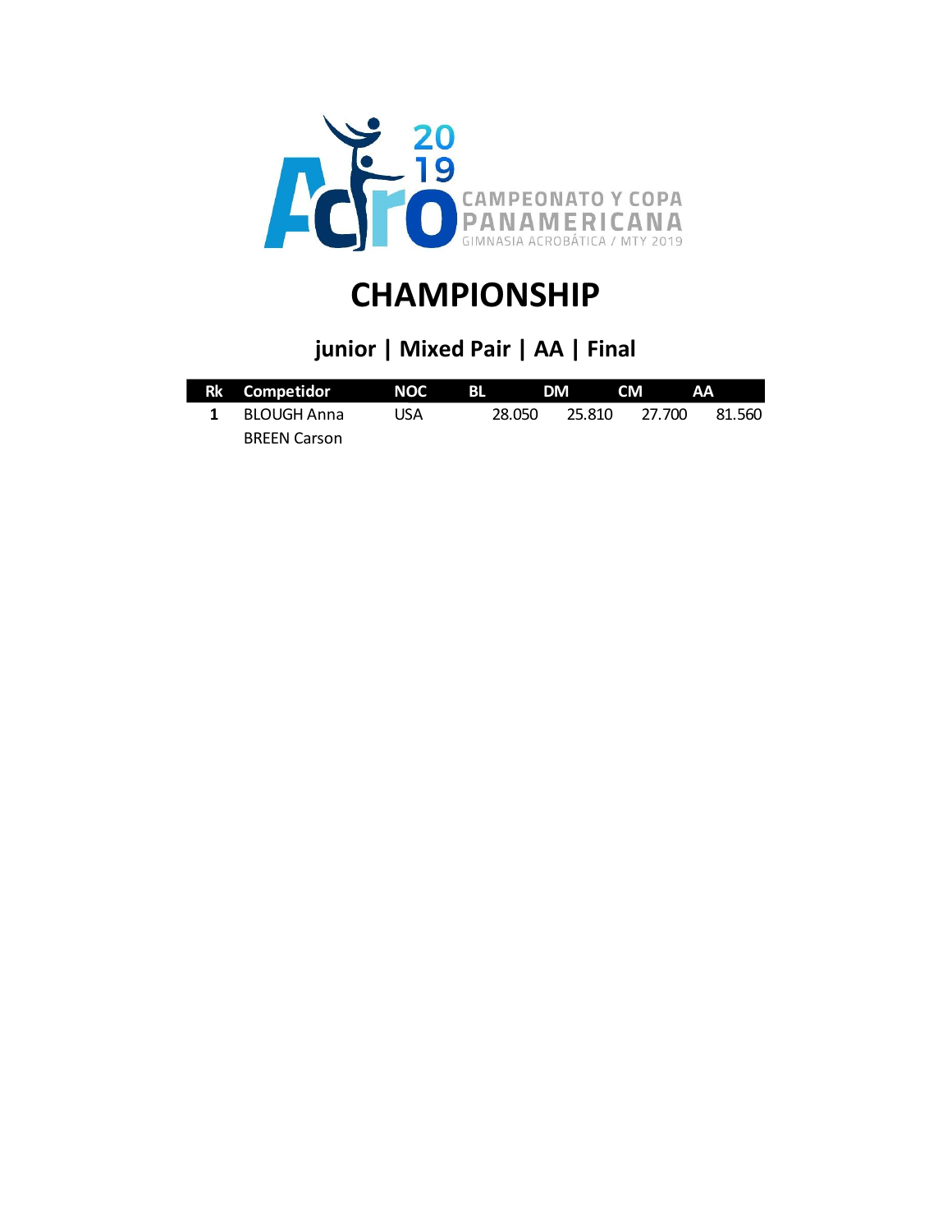# CHAMPIONSHIP

## junior | Mixed Pair | AA | Final

| Rk | Competidor | NOC | BL | DM | CM | AA |
|---|---|---|---|---|---|---|
| 1 | BLOUGH Anna<br>BREEN Carson | USA | 28.050 | 25.810 | 27.700 | 81.560 |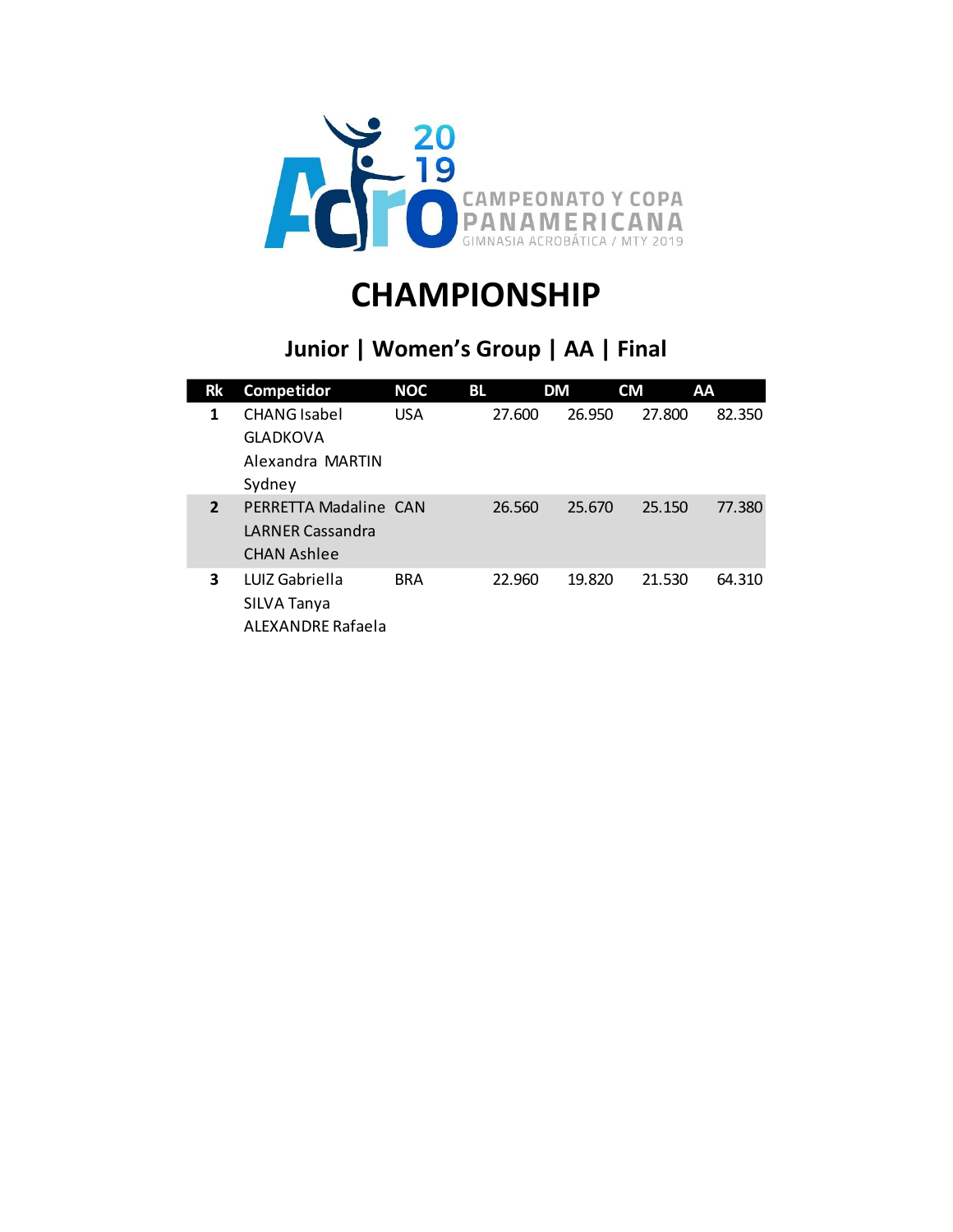Acro 2019 CAMPEONATO Y COPA PANAMERICANA GIMNASIA ACROBÁTICA / MTY 2019

# CHAMPIONSHIP

## Junior | Women's Group | AA | Final

| Rk | Competidor | NOC | BL | DM | CM | AA |
|---|---|---|---|---|---|---|
| 1 | CHANG Isabel GLADKOVA Alexandra MARTIN Sydney | USA | 27.600 | 26.950 | 27.800 | 82.350 |
| 2 | PERRETTA Madaline LARNER Cassandra CHAN Ashlee | CAN | 26.560 | 25.670 | 25.150 | 77.380 |
| 3 | LUIZ Gabriella SILVA Tanya ALEXANDRE Rafaela | BRA | 22.960 | 19.820 | 21.530 | 64.310 |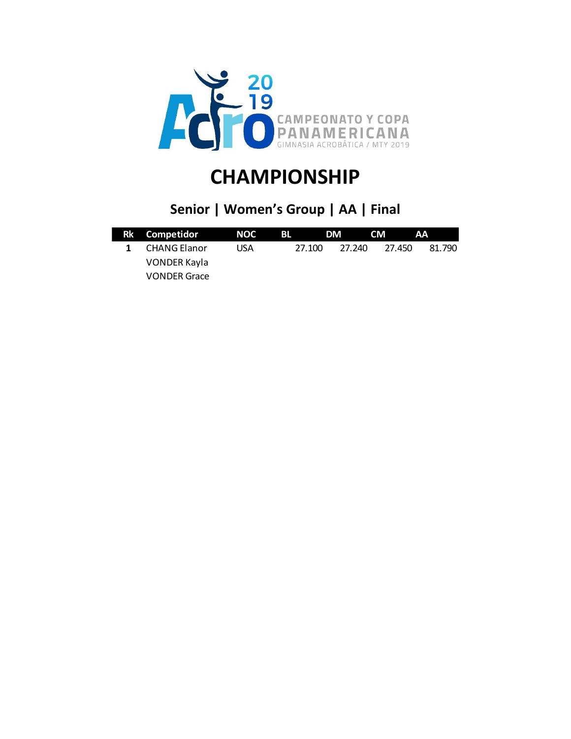# CHAMPIONSHIP

## Senior | Women's Group | AA | Final

| Rk | Competidor | NOC | BL | DM | CM | AA |
|---|---|---|---|---|---|---|
| 1 | CHANG Elanor<br>VONDER Kayla<br>VONDER Grace | USA | 27.100 | 27.240 | 27.450 | 81.790 |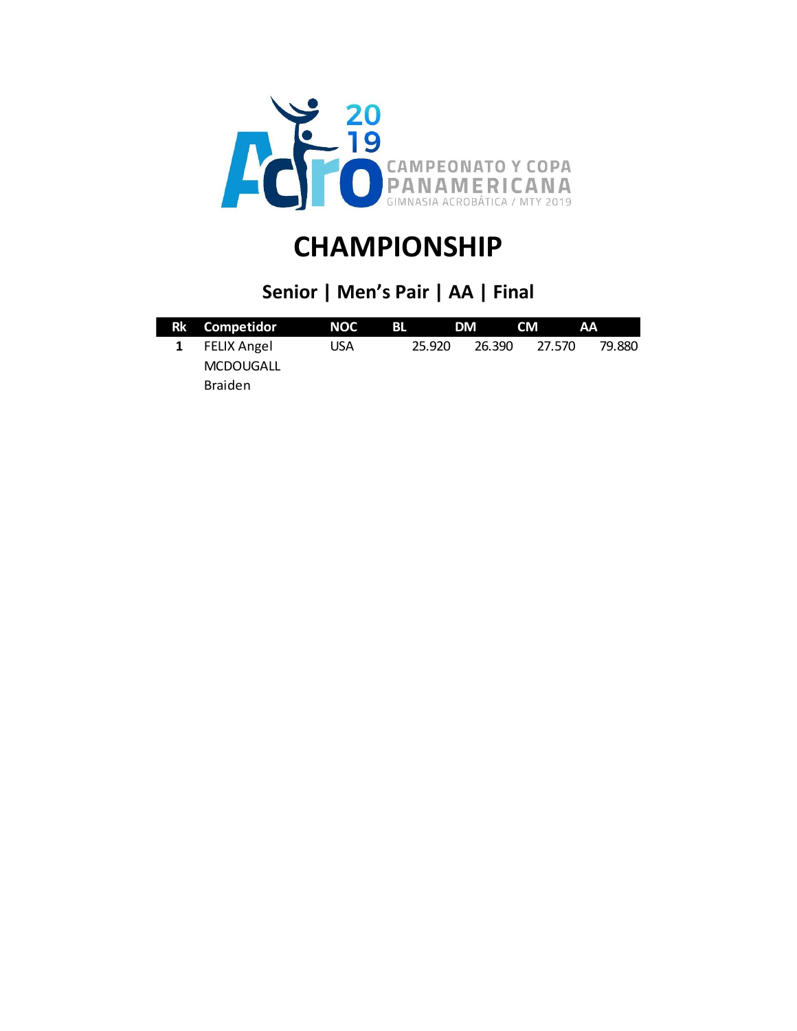CAMPEONATO Y COPA PANAMERICANA

GIMNASIA ACROBÁTICA / MTY 2019

# CHAMPIONSHIP

## Senior | Men's Pair | AA | Final

| Rk | Competidor | NOC | BL | DM | CM | AA |
|---|---|---|---|---|---|---|
| 1 | FELIX Angel MCDOUGALL Braiden | USA | 25.920 | 26.390 | 27.570 | 79.880 |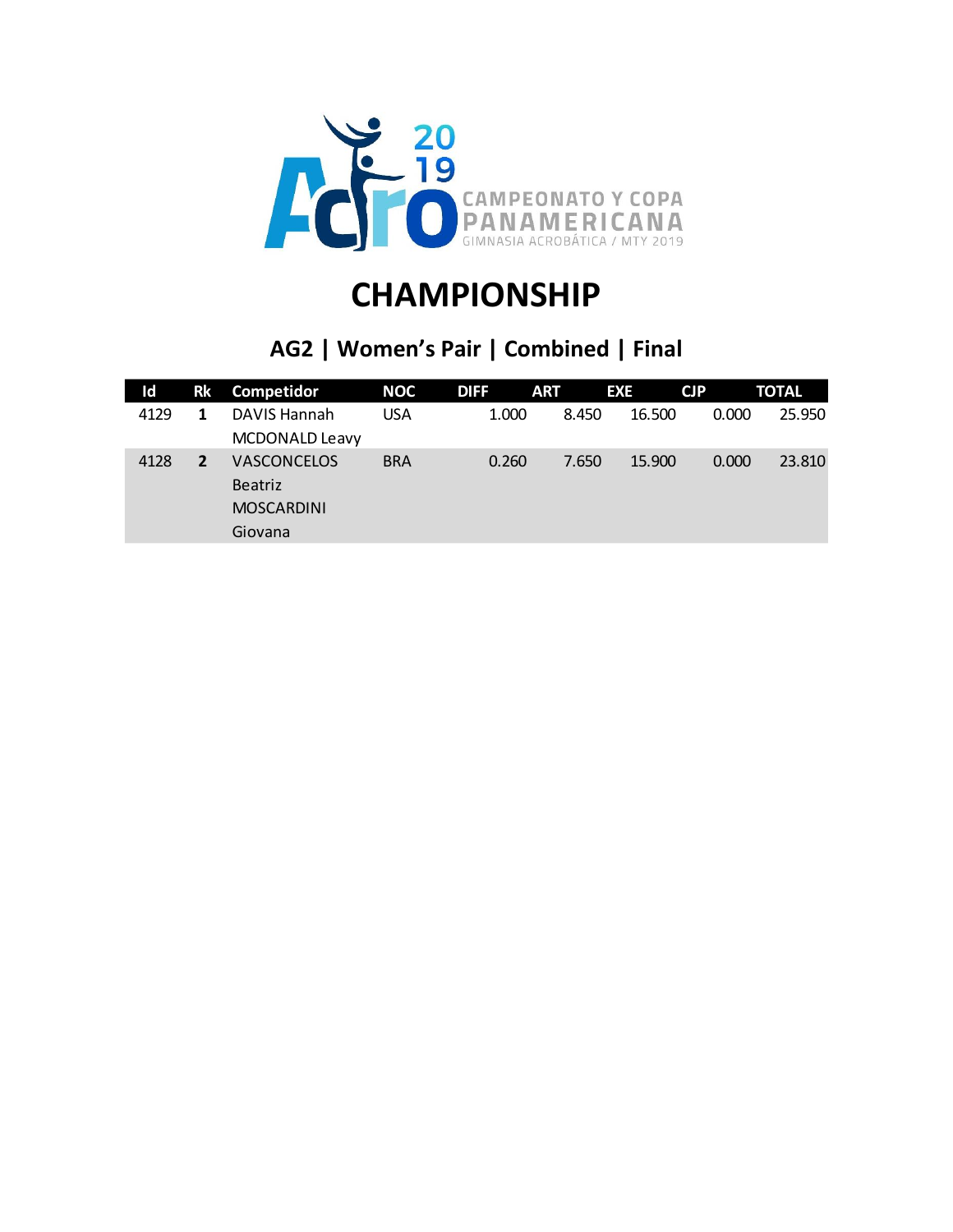# CHAMPIONSHIP

## AG2 | Women's Pair | Combined | Final

| Id | Rk | Competidor | NOC | DIFF | ART | EXE | CJP | TOTAL |
|---|---|---|---|---|---|---|---|---|
| 4129 | **1** | DAVIS Hannah MCDONALD Leavy | USA | 1.000 | 8.450 | 16.500 | 0.000 | 25.950 |
| 4128 | **2** | VASCONCELOS Beatriz MOSCARDINI Giovana | BRA | 0.260 | 7.650 | 15.900 | 0.000 | 23.810 |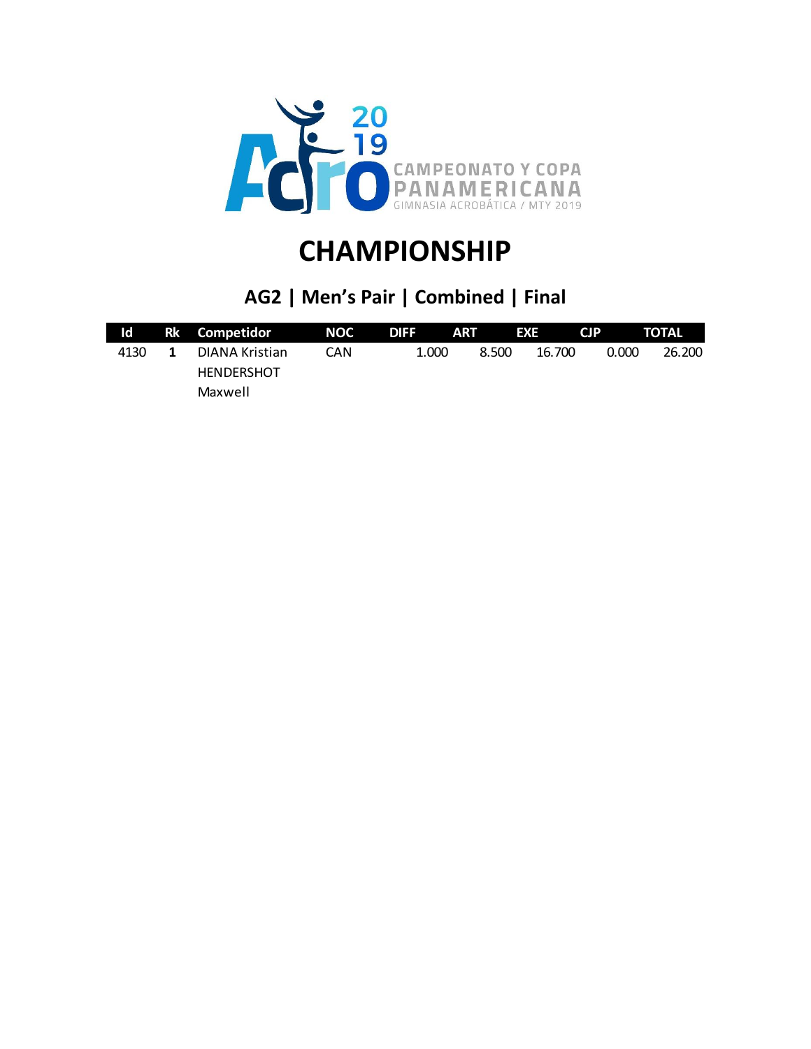# CHAMPIONSHIP

## AG2 | Men's Pair | Combined | Final

| Id | Rk | Competidor | NOC | DIFF | ART | EXE | CJP | TOTAL |
|---|---|---|---|---|---|---|---|---|
| 4130 | **1** | DIANA Kristian<br>HENDERSHOT Maxwell | CAN | 1.000 | 8.500 | 16.700 | 0.000 | 26.200 |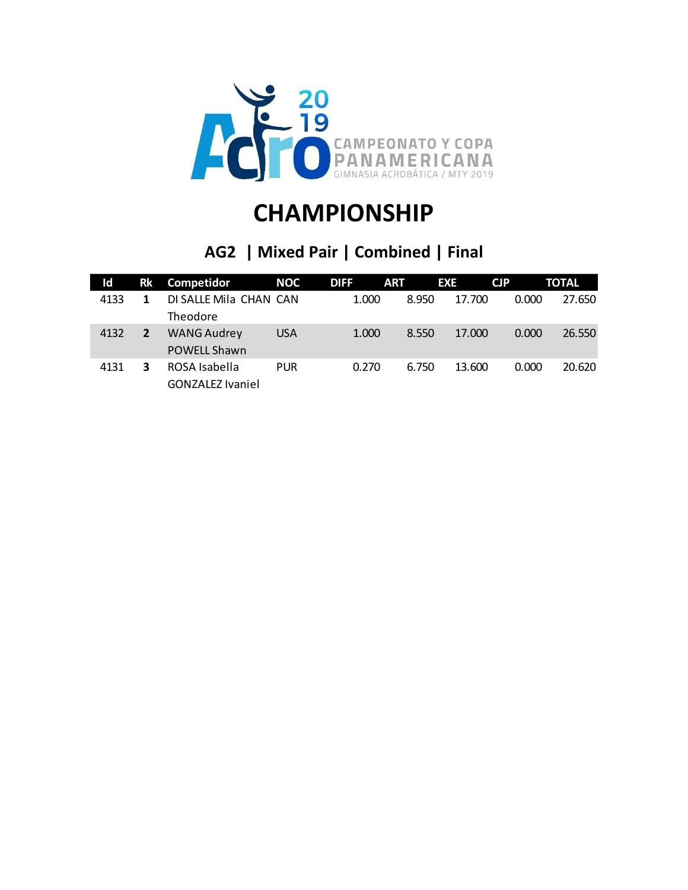# CHAMPIONSHIP

## AG2 | Mixed Pair | Combined | Final

| Id | Rk | Competidor | NOC | DIFF | ART | EXE | CJP | TOTAL |
|---|---|---|---|---|---|---|---|---|
| 4133 | **1** | DI SALLE Mila CHAN Theodore | CAN | 1.000 | 8.950 | 17.700 | 0.000 | 27.650 |
| 4132 | **2** | WANG Audrey POWELL Shawn | USA | 1.000 | 8.550 | 17.000 | 0.000 | 26.550 |
| 4131 | **3** | ROSA Isabella GONZALEZ Ivaniel | PUR | 0.270 | 6.750 | 13.600 | 0.000 | 20.620 |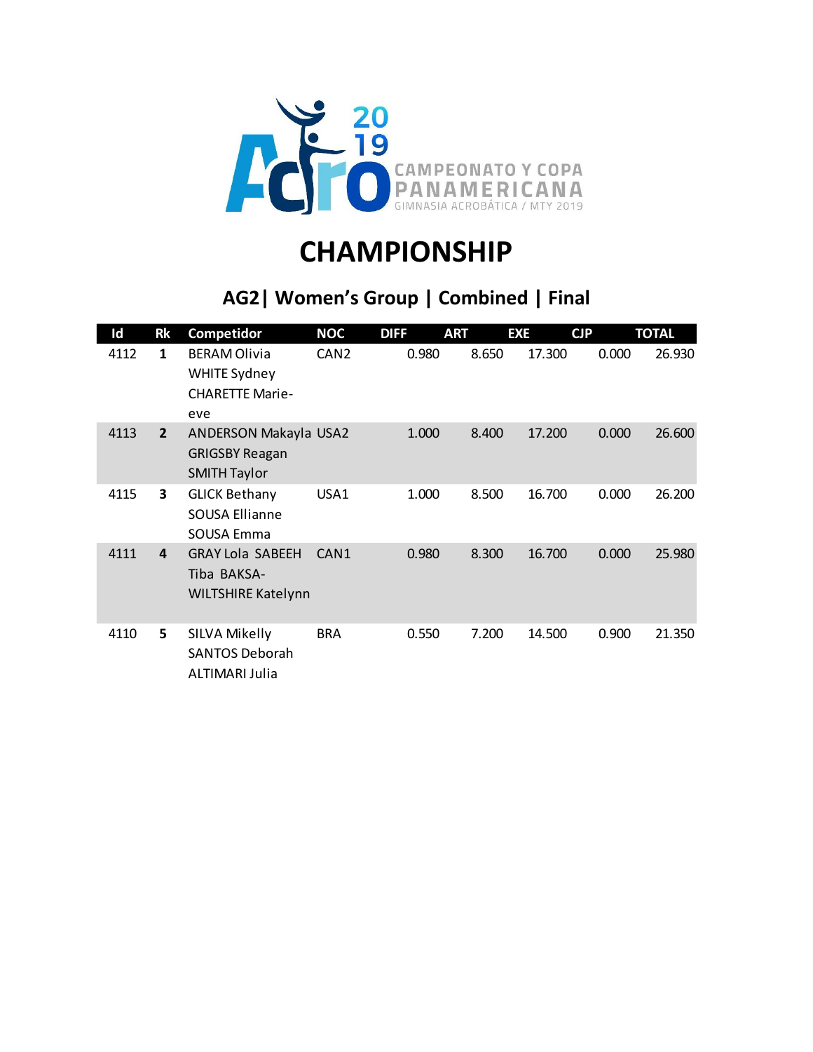CAMPEONATO Y COPA PANAMERICANA
GIMNASIA ACROBÁTICA / MTY 2019

# CHAMPIONSHIP

## AG2| Women's Group | Combined | Final

| Id | Rk | Competidor | NOC | DIFF | ART | EXE | CJP | TOTAL |
|---|---|---|---|---|---|---|---|---|
| 4112 | **1** | BERAM Olivia WHITE Sydney CHARETTE Marie-eve | CAN2 | 0.980 | 8.650 | 17.300 | 0.000 | 26.930 |
| 4113 | **2** | ANDERSON Makayla GRIGSBY Reagan SMITH Taylor | USA2 | 1.000 | 8.400 | 17.200 | 0.000 | 26.600 |
| 4115 | **3** | GLICK Bethany SOUSA Ellianne SOUSA Emma | USA1 | 1.000 | 8.500 | 16.700 | 0.000 | 26.200 |
| 4111 | **4** | GRAY Lola SABEEH Tiba BAKSA-WILTSHIRE Katelynn | CAN1 | 0.980 | 8.300 | 16.700 | 0.000 | 25.980 |
| 4110 | **5** | SILVA Mikelly SANTOS Deborah ALTIMARI Julia | BRA | 0.550 | 7.200 | 14.500 | 0.900 | 21.350 |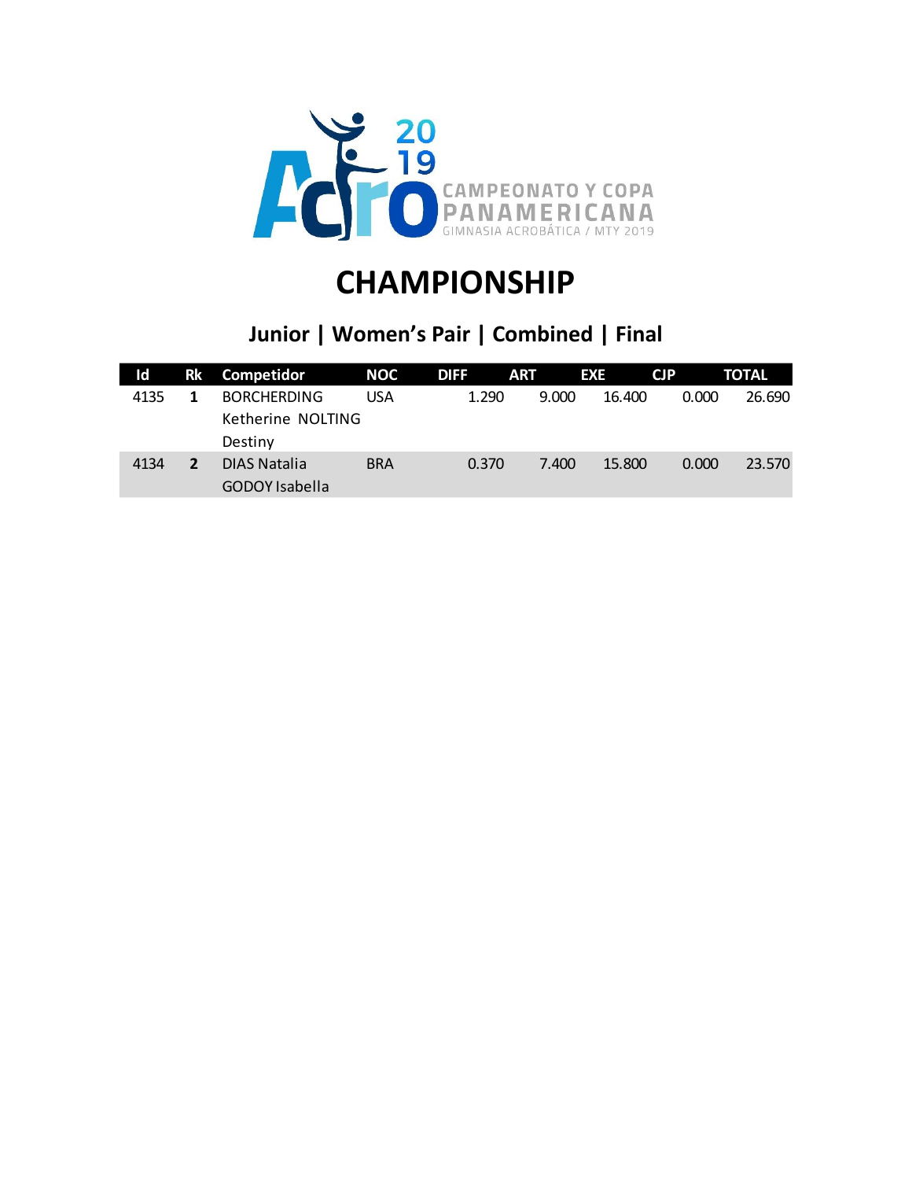# CHAMPIONSHIP

## Junior | Women's Pair | Combined | Final

| Id | Rk | Competidor | NOC | DIFF | ART | EXE | CJP | TOTAL |
|---|---|---|---|---|---|---|---|---|
| 4135 | **1** | BORCHERDING Ketherine NOLTING Destiny | USA | 1.290 | 9.000 | 16.400 | 0.000 | 26.690 |
| 4134 | **2** | DIAS Natalia GODOY Isabella | BRA | 0.370 | 7.400 | 15.800 | 0.000 | 23.570 |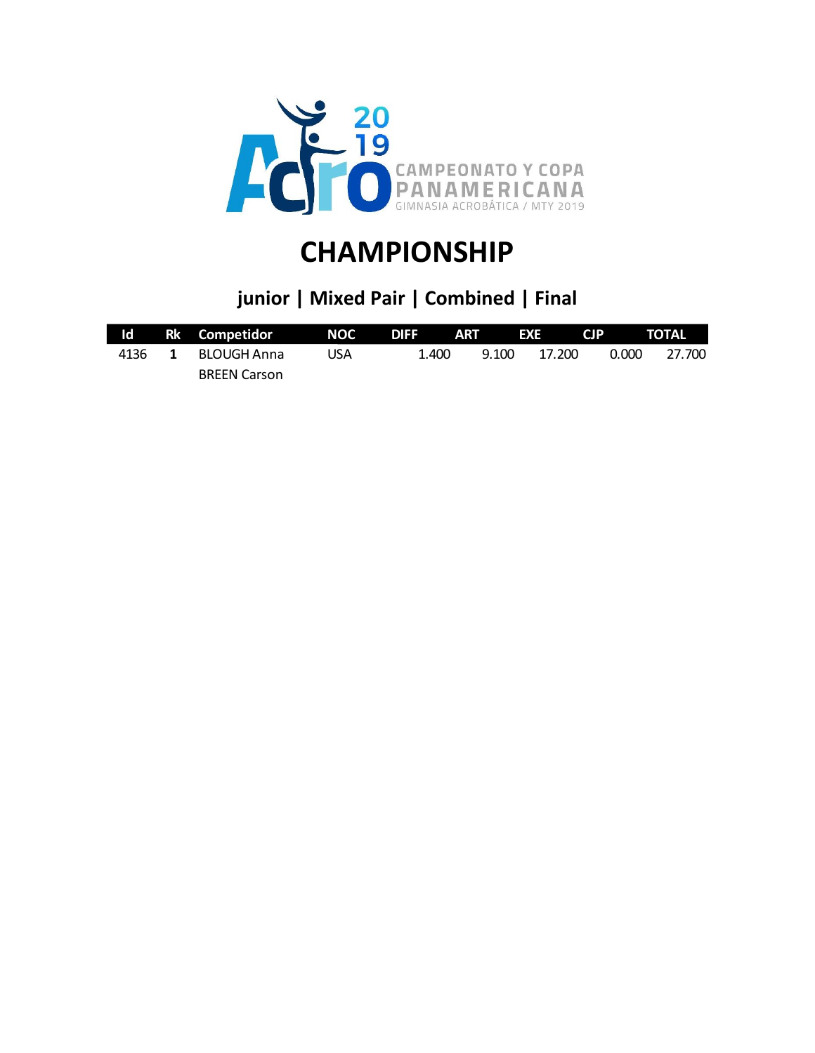# CHAMPIONSHIP

## junior | Mixed Pair | Combined | Final

| Id | Rk | Competidor | NOC | DIFF | ART | EXE | CJP | TOTAL |
|---|---|---|---|---|---|---|---|---|
| 4136 | **1** | BLOUGH Anna<br>BREEN Carson | USA | 1.400 | 9.100 | 17.200 | 0.000 | 27.700 |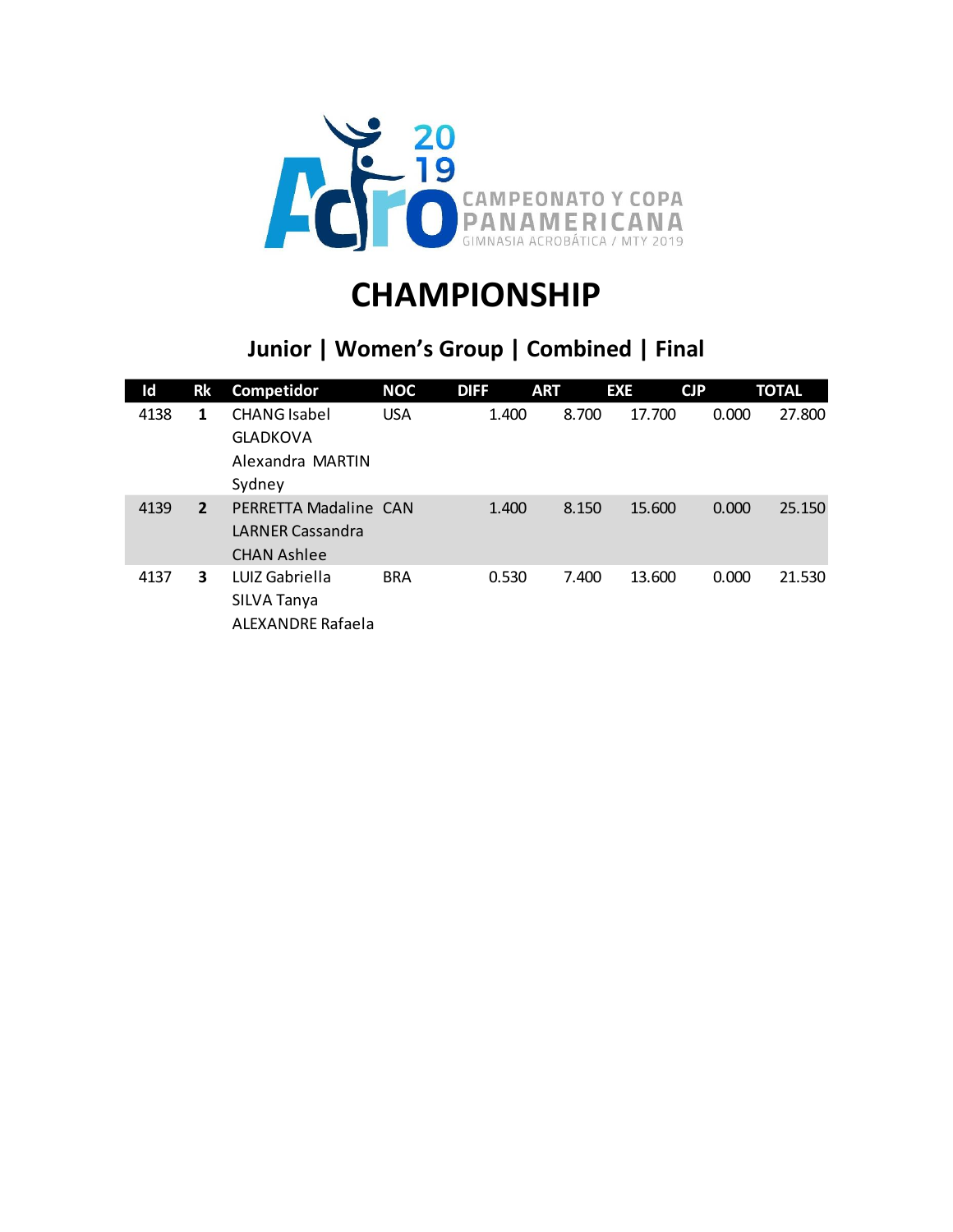Acro 2019 CAMPEONATO Y COPA PANAMERICANA GIMNASIA ACROBÁTICA / MTY 2019

# CHAMPIONSHIP

## Junior | Women's Group | Combined | Final

| Id | Rk | Competidor | NOC | DIFF | ART | EXE | CJP | TOTAL |
|---|---|---|---|---|---|---|---|---|
| 4138 | **1** | CHANG Isabel GLADKOVA Alexandra MARTIN Sydney | USA | 1.400 | 8.700 | 17.700 | 0.000 | 27.800 |
| 4139 | **2** | PERRETTA Madaline LARNER Cassandra CHAN Ashlee | CAN | 1.400 | 8.150 | 15.600 | 0.000 | 25.150 |
| 4137 | **3** | LUIZ Gabriella SILVA Tanya ALEXANDRE Rafaela | BRA | 0.530 | 7.400 | 13.600 | 0.000 | 21.530 |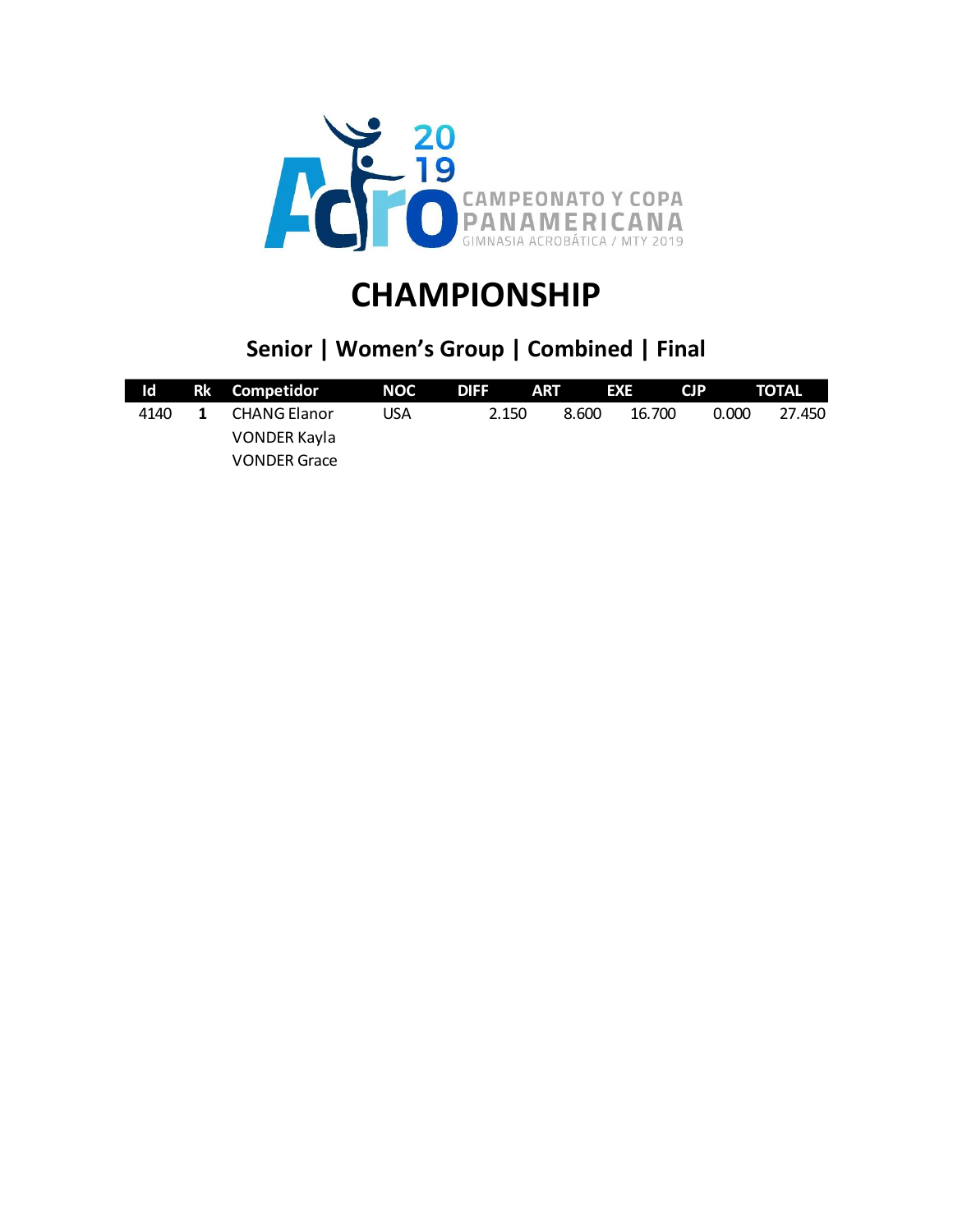# CHAMPIONSHIP

## Senior | Women's Group | Combined | Final

| Id | Rk | Competidor | NOC | DIFF | ART | EXE | CJP | TOTAL |
|---|---|---|---|---|---|---|---|---|
| 4140 | **1** | CHANG Elanor<br>VONDER Kayla<br>VONDER Grace | USA | 2.150 | 8.600 | 16.700 | 0.000 | 27.450 |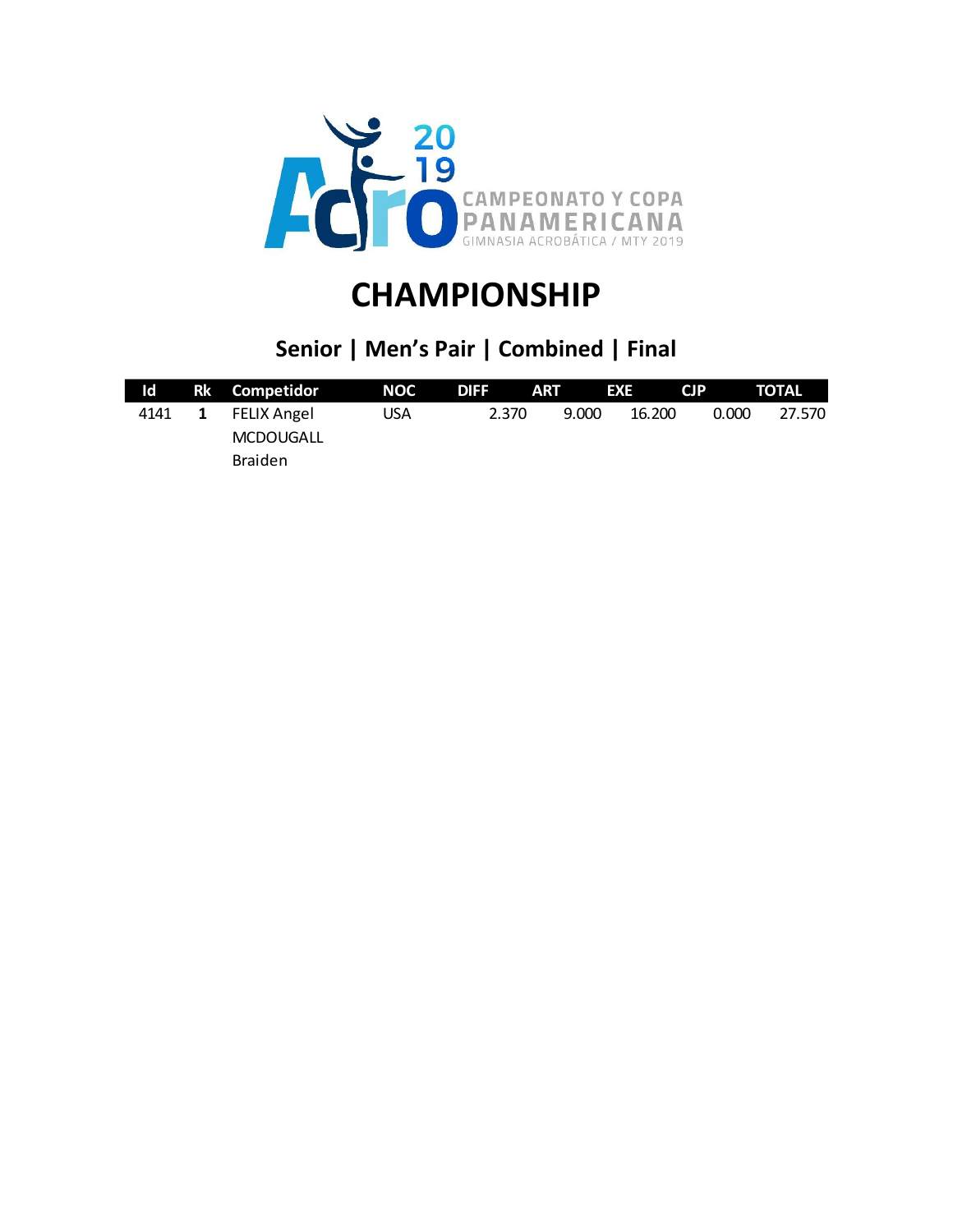# CHAMPIONSHIP

## Senior | Men's Pair | Combined | Final

| Id | Rk | Competidor | NOC | DIFF | ART | EXE | CJP | TOTAL |
|---|---|---|---|---|---|---|---|---|
| 4141 | **1** | FELIX Angel<br>MCDOUGALL<br>Braiden | USA | 2.370 | 9.000 | 16.200 | 0.000 | 27.570 |